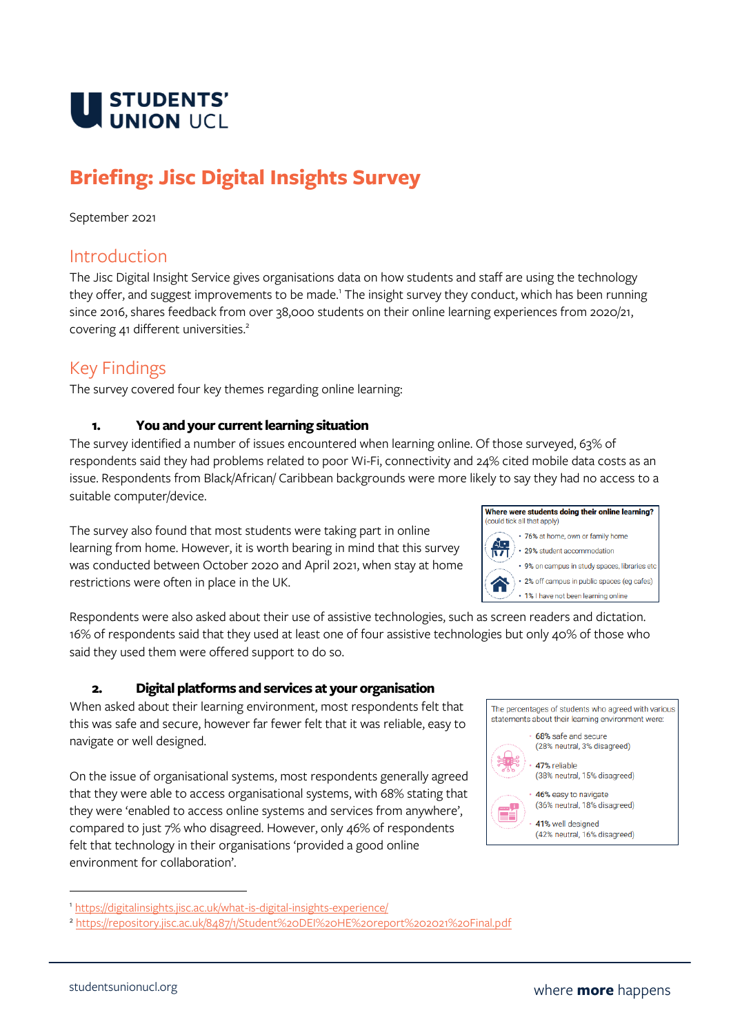STUDENTS' UNION UCL

# Briefing: Jisc Digital Insights Survey

September 2021

## Introduction

The Jisc Digital Insight Service gives organisations data on how students and staff are using the technology they offer, and suggest improvements to be made.[1] The insight survey they conduct, which has been running since 2016, shares feedback from over 38,000 students on their online learning experiences from 2020/21, covering 41 different universities.[2]

## Key Findings

The survey covered four key themes regarding online learning:

### 1. You and your current learning situation

The survey identified a number of issues encountered when learning online. Of those surveyed, 63% of respondents said they had problems related to poor Wi-Fi, connectivity and 24% cited mobile data costs as an issue. Respondents from Black/African/ Caribbean backgrounds were more likely to say they had no access to a suitable computer/device.

The survey also found that most students were taking part in online learning from home. However, it is worth bearing in mind that this survey was conducted between October 2020 and April 2021, when stay at home restrictions were often in place in the UK.

**Where were students doing their online learning?**
(could tick all that apply)

- 76% at home, own or family home
- 29% student accommodation
- 9% on campus in study spaces, libraries etc
- 2% off campus in public spaces (eg cafes)
- 1% I have not been learning online

Respondents were also asked about their use of assistive technologies, such as screen readers and dictation. 16% of respondents said that they used at least one of four assistive technologies but only 40% of those who said they used them were offered support to do so.

### 2. Digital platforms and services at your organisation

When asked about their learning environment, most respondents felt that this was safe and secure, however far fewer felt that it was reliable, easy to navigate or well designed.

On the issue of organisational systems, most respondents generally agreed that they were able to access organisational systems, with 68% stating that they were 'enabled to access online systems and services from anywhere', compared to just 7% who disagreed. However, only 46% of respondents felt that technology in their organisations 'provided a good online environment for collaboration'.

The percentages of students who agreed with various statements about their learning environment were:

- 68% safe and secure (28% neutral, 3% disagreed)
- 47% reliable (38% neutral, 15% disagreed)
- 46% easy to navigate (36% neutral, 18% disagreed)
- 41% well designed (42% neutral, 16% disagreed)

---

[1] https://digitalinsights.jisc.ac.uk/what-is-digital-insights-experience/

[2] https://repository.jisc.ac.uk/8487/1/Student%20DEI%20HE%20report%202021%20Final.pdf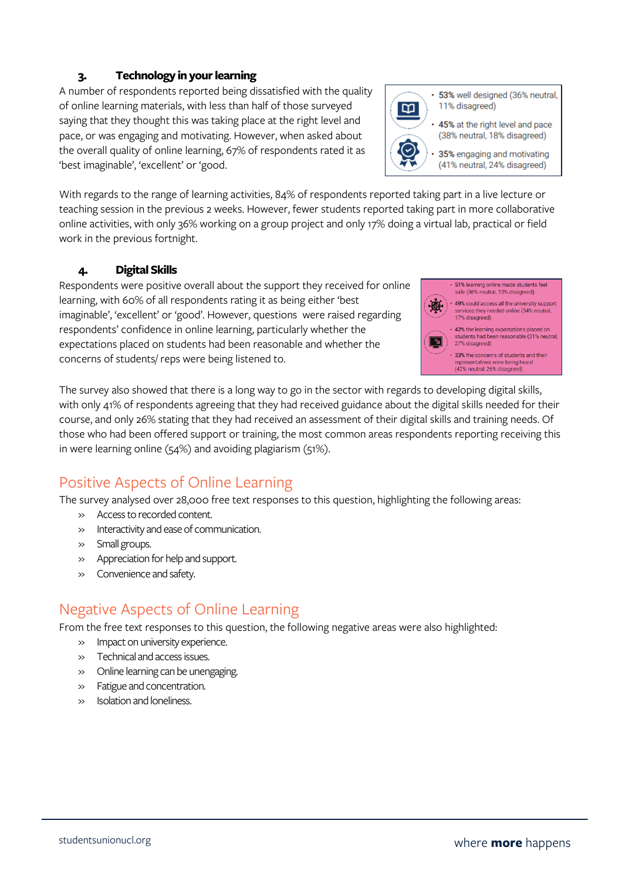### 3. Technology in your learning

A number of respondents reported being dissatisfied with the quality of online learning materials, with less than half of those surveyed saying that they thought this was taking place at the right level and pace, or was engaging and motivating. However, when asked about the overall quality of online learning, 67% of respondents rated it as 'best imaginable', 'excellent' or 'good.

- **53%** well designed (36% neutral, 11% disagreed)
- **45%** at the right level and pace (38% neutral, 18% disagreed)
- **35%** engaging and motivating (41% neutral, 24% disagreed)

With regards to the range of learning activities, 84% of respondents reported taking part in a live lecture or teaching session in the previous 2 weeks. However, fewer students reported taking part in more collaborative online activities, with only 36% working on a group project and only 17% doing a virtual lab, practical or field work in the previous fortnight.

### 4. Digital Skills

Respondents were positive overall about the support they received for online learning, with 60% of all respondents rating it as being either 'best imaginable', 'excellent' or 'good'. However, questions were raised regarding respondents' confidence in online learning, particularly whether the expectations placed on students had been reasonable and whether the concerns of students/ reps were being listened to.

- 51% learning online made students feel safe (36% neutral, 13% disagreed)
- 49% could access all the university support services they needed online (34% neutral, 17% disagreed)
- 42% the learning expectations placed on students had been reasonable (31% neutral, 27% disagreed)
- 33% the concerns of students and their representatives were being heard (42% neutral, 26% disagreed)

The survey also showed that there is a long way to go in the sector with regards to developing digital skills, with only 41% of respondents agreeing that they had received guidance about the digital skills needed for their course, and only 26% stating that they had received an assessment of their digital skills and training needs. Of those who had been offered support or training, the most common areas respondents reporting receiving this in were learning online (54%) and avoiding plagiarism (51%).

## Positive Aspects of Online Learning

The survey analysed over 28,000 free text responses to this question, highlighting the following areas:

- Access to recorded content.
- Interactivity and ease of communication.
- Small groups.
- Appreciation for help and support.
- Convenience and safety.

## Negative Aspects of Online Learning

From the free text responses to this question, the following negative areas were also highlighted:

- Impact on university experience.
- Technical and access issues.
- Online learning can be unengaging.
- Fatigue and concentration.
- Isolation and loneliness.